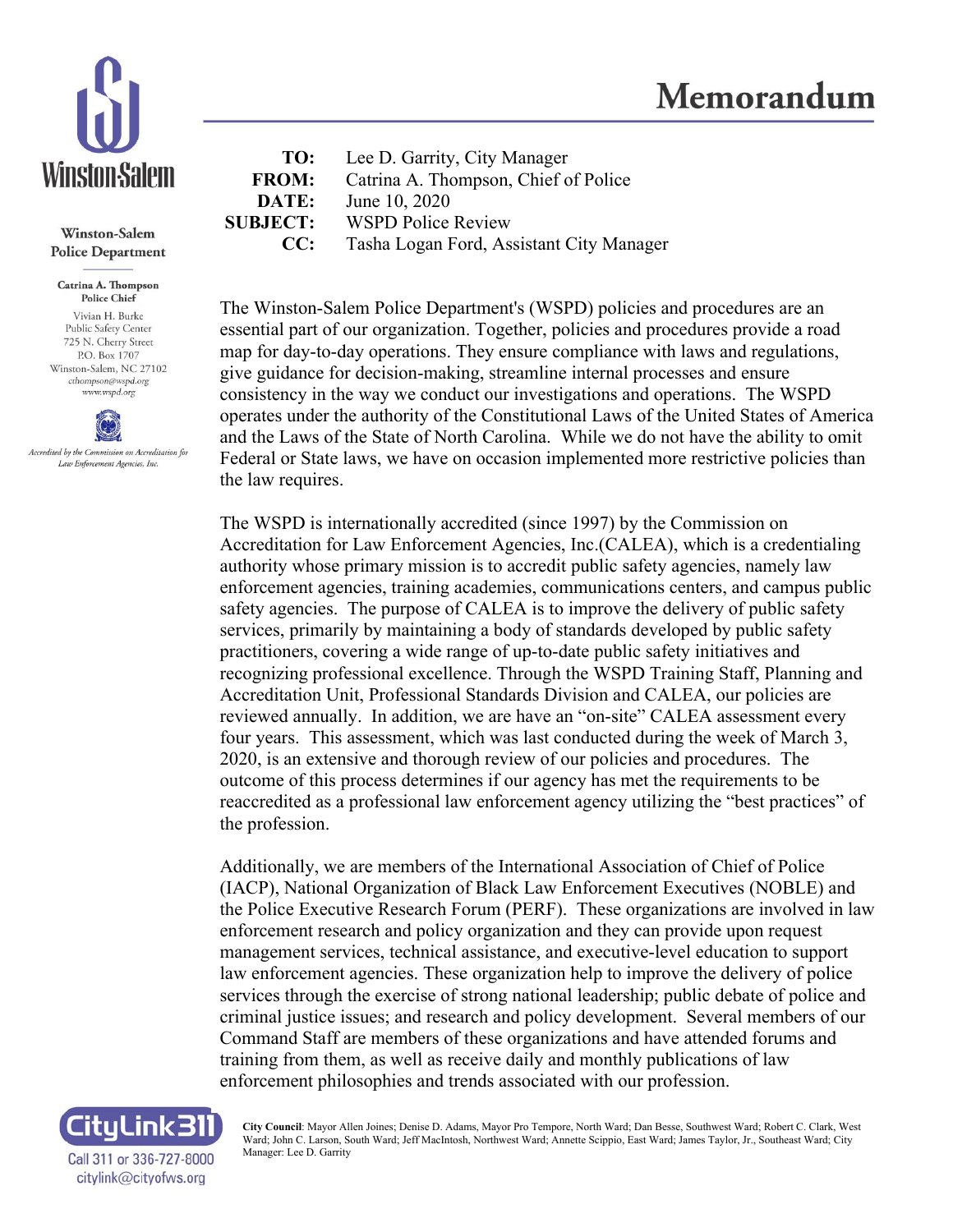# Memorandum

**Winston-Salem Police Department**

**Catrina A. Thompson**
**Police Chief**

Vivian H. Burke
Public Safety Center
725 N. Cherry Street
P.O. Box 1707
Winston-Salem, NC 27102
cthompson@wspd.org
www.wspd.org

*Accredited by the Commission on Accreditation for Law Enforcement Agencies, Inc.*

**TO:** Lee D. Garrity, City Manager
**FROM:** Catrina A. Thompson, Chief of Police
**DATE:** June 10, 2020
**SUBJECT:** WSPD Police Review
**CC:** Tasha Logan Ford, Assistant City Manager

The Winston-Salem Police Department's (WSPD) policies and procedures are an essential part of our organization. Together, policies and procedures provide a road map for day-to-day operations. They ensure compliance with laws and regulations, give guidance for decision-making, streamline internal processes and ensure consistency in the way we conduct our investigations and operations. The WSPD operates under the authority of the Constitutional Laws of the United States of America and the Laws of the State of North Carolina. While we do not have the ability to omit Federal or State laws, we have on occasion implemented more restrictive policies than the law requires.

The WSPD is internationally accredited (since 1997) by the Commission on Accreditation for Law Enforcement Agencies, Inc.(CALEA), which is a credentialing authority whose primary mission is to accredit public safety agencies, namely law enforcement agencies, training academies, communications centers, and campus public safety agencies. The purpose of CALEA is to improve the delivery of public safety services, primarily by maintaining a body of standards developed by public safety practitioners, covering a wide range of up-to-date public safety initiatives and recognizing professional excellence. Through the WSPD Training Staff, Planning and Accreditation Unit, Professional Standards Division and CALEA, our policies are reviewed annually. In addition, we are have an "on-site" CALEA assessment every four years. This assessment, which was last conducted during the week of March 3, 2020, is an extensive and thorough review of our policies and procedures. The outcome of this process determines if our agency has met the requirements to be reaccredited as a professional law enforcement agency utilizing the "best practices" of the profession.

Additionally, we are members of the International Association of Chief of Police (IACP), National Organization of Black Law Enforcement Executives (NOBLE) and the Police Executive Research Forum (PERF). These organizations are involved in law enforcement research and policy organization and they can provide upon request management services, technical assistance, and executive-level education to support law enforcement agencies. These organization help to improve the delivery of police services through the exercise of strong national leadership; public debate of police and criminal justice issues; and research and policy development. Several members of our Command Staff are members of these organizations and have attended forums and training from them, as well as receive daily and monthly publications of law enforcement philosophies and trends associated with our profession.

CityLink311
Call 311 or 336-727-8000
citylink@cityofws.org

**City Council**: Mayor Allen Joines; Denise D. Adams, Mayor Pro Tempore, North Ward; Dan Besse, Southwest Ward; Robert C. Clark, West Ward; John C. Larson, South Ward; Jeff MacIntosh, Northwest Ward; Annette Scippio, East Ward; James Taylor, Jr., Southeast Ward; City Manager: Lee D. Garrity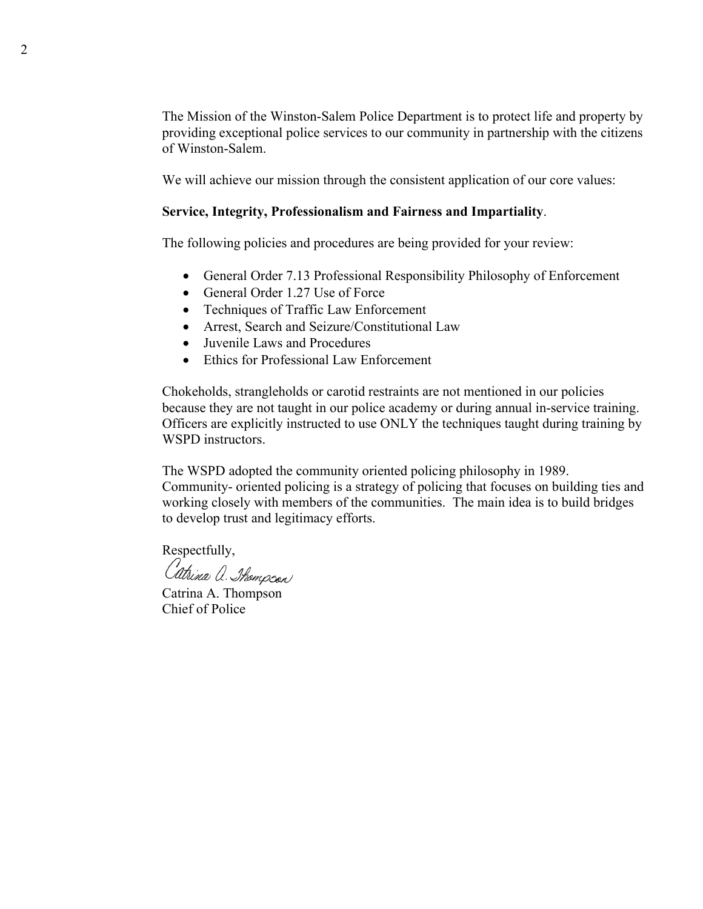The Mission of the Winston-Salem Police Department is to protect life and property by providing exceptional police services to our community in partnership with the citizens of Winston-Salem.

We will achieve our mission through the consistent application of our core values:

**Service, Integrity, Professionalism and Fairness and Impartiality**.

The following policies and procedures are being provided for your review:

- General Order 7.13 Professional Responsibility Philosophy of Enforcement
- General Order 1.27 Use of Force
- Techniques of Traffic Law Enforcement
- Arrest, Search and Seizure/Constitutional Law
- Juvenile Laws and Procedures
- Ethics for Professional Law Enforcement

Chokeholds, strangleholds or carotid restraints are not mentioned in our policies because they are not taught in our police academy or during annual in-service training. Officers are explicitly instructed to use ONLY the techniques taught during training by WSPD instructors.

The WSPD adopted the community oriented policing philosophy in 1989. Community- oriented policing is a strategy of policing that focuses on building ties and working closely with members of the communities. The main idea is to build bridges to develop trust and legitimacy efforts.

Respectfully,

Catrina A. Thompson

Catrina A. Thompson
Chief of Police